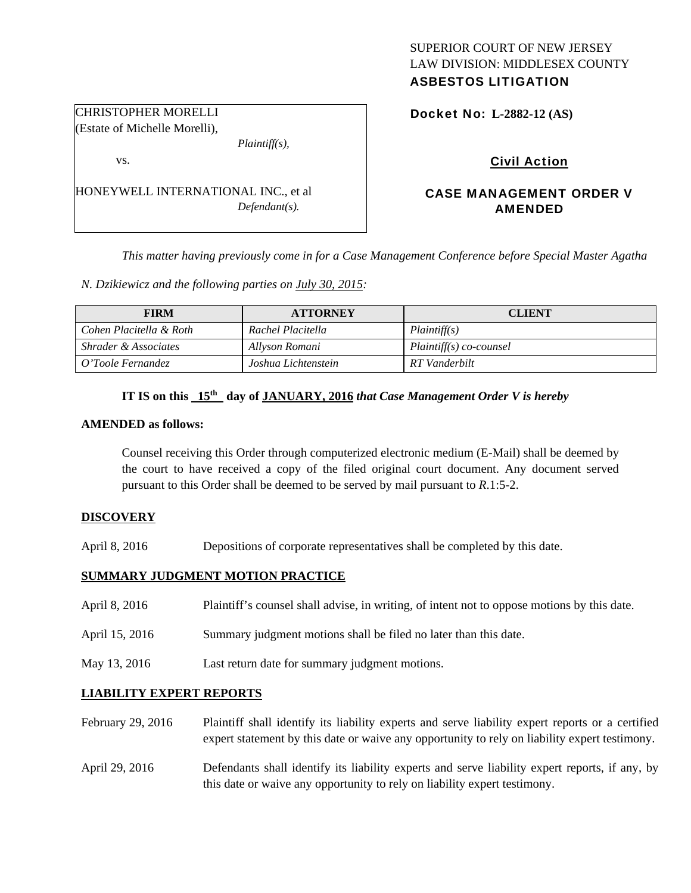SUPERIOR COURT OF NEW JERSEY
LAW DIVISION: MIDDLESEX COUNTY
**ASBESTOS LITIGATION**

CHRISTOPHER MORELLI
(Estate of Michelle Morelli),
*Plaintiff(s),*

vs.

HONEYWELL INTERNATIONAL INC., et al
*Defendant(s).*

**Docket No: L-2882-12 (AS)**

**Civil Action**

**CASE MANAGEMENT ORDER V AMENDED**

*This matter having previously come in for a Case Management Conference before Special Master Agatha N. Dzikiewicz and the following parties on July 30, 2015:*

| FIRM | ATTORNEY | CLIENT |
|---|---|---|
| *Cohen Placitella & Roth* | *Rachel Placitella* | *Plaintiff(s)* |
| *Shrader & Associates* | *Allyson Romani* | *Plaintiff(s) co-counsel* |
| *O'Toole Fernandez* | *Joshua Lichtenstein* | *RT Vanderbilt* |

**IT IS on this 15th day of JANUARY, 2016** ***that Case Management Order V is hereby***

**AMENDED as follows:**

Counsel receiving this Order through computerized electronic medium (E-Mail) shall be deemed by the court to have received a copy of the filed original court document. Any document served pursuant to this Order shall be deemed to be served by mail pursuant to *R*.1:5-2.

**DISCOVERY**

April 8, 2016 — Depositions of corporate representatives shall be completed by this date.

**SUMMARY JUDGMENT MOTION PRACTICE**

April 8, 2016 — Plaintiff's counsel shall advise, in writing, of intent not to oppose motions by this date.

April 15, 2016 — Summary judgment motions shall be filed no later than this date.

May 13, 2016 — Last return date for summary judgment motions.

**LIABILITY EXPERT REPORTS**

February 29, 2016 — Plaintiff shall identify its liability experts and serve liability expert reports or a certified expert statement by this date or waive any opportunity to rely on liability expert testimony.

April 29, 2016 — Defendants shall identify its liability experts and serve liability expert reports, if any, by this date or waive any opportunity to rely on liability expert testimony.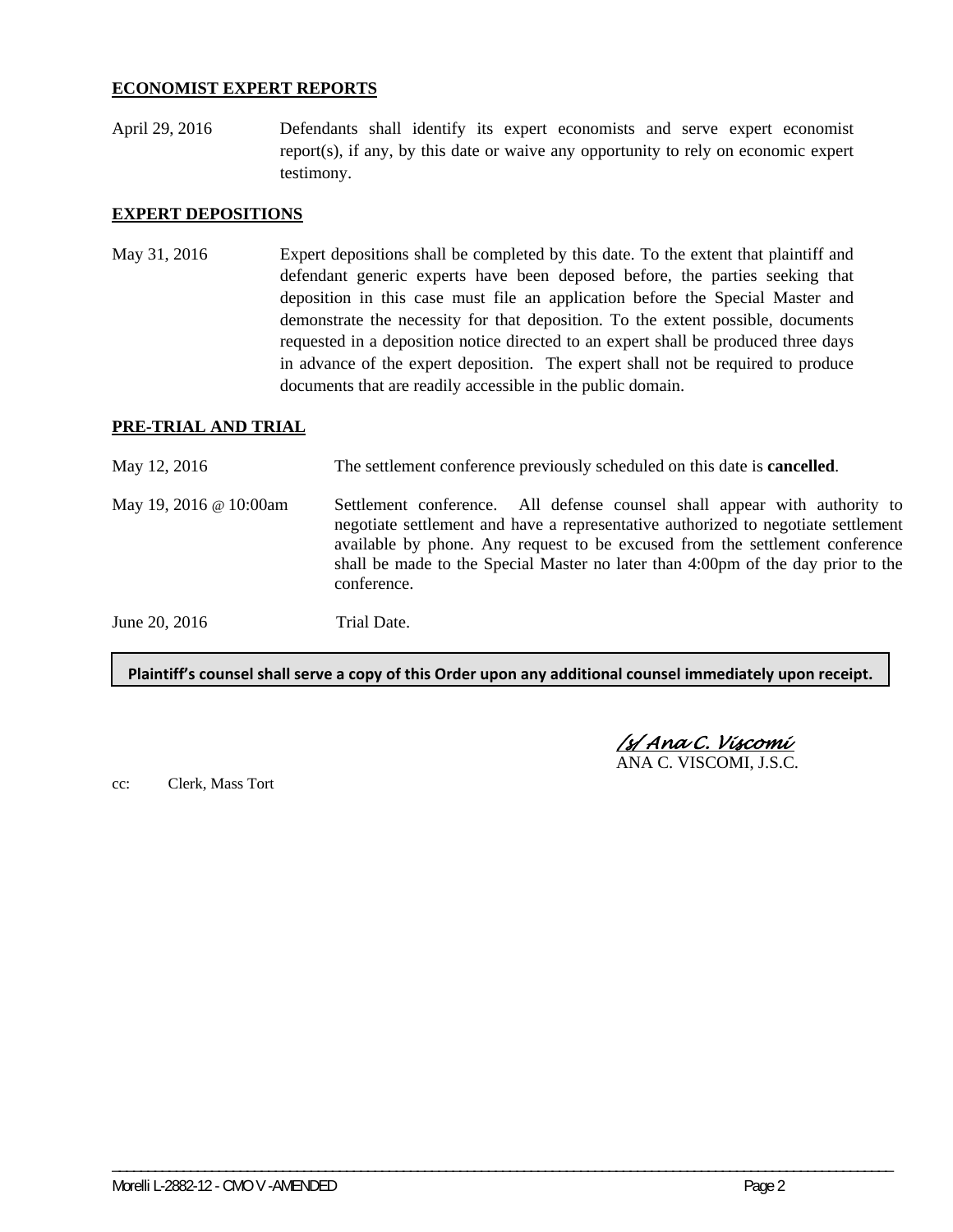**ECONOMIST EXPERT REPORTS**

| | |
|---|---|
| April 29, 2016 | Defendants shall identify its expert economists and serve expert economist report(s), if any, by this date or waive any opportunity to rely on economic expert testimony. |

**EXPERT DEPOSITIONS**

| | |
|---|---|
| May 31, 2016 | Expert depositions shall be completed by this date. To the extent that plaintiff and defendant generic experts have been deposed before, the parties seeking that deposition in this case must file an application before the Special Master and demonstrate the necessity for that deposition. To the extent possible, documents requested in a deposition notice directed to an expert shall be produced three days in advance of the expert deposition. The expert shall not be required to produce documents that are readily accessible in the public domain. |

**PRE-TRIAL AND TRIAL**

| | |
|---|---|
| May 12, 2016 | The settlement conference previously scheduled on this date is **cancelled**. |
| May 19, 2016 @ 10:00am | Settlement conference. All defense counsel shall appear with authority to negotiate settlement and have a representative authorized to negotiate settlement available by phone. Any request to be excused from the settlement conference shall be made to the Special Master no later than 4:00pm of the day prior to the conference. |
| June 20, 2016 | Trial Date. |

**Plaintiff's counsel shall serve a copy of this Order upon any additional counsel immediately upon receipt.**

/s/ Ana C. Viscomi
ANA C. VISCOMI, J.S.C.

cc: Clerk, Mass Tort